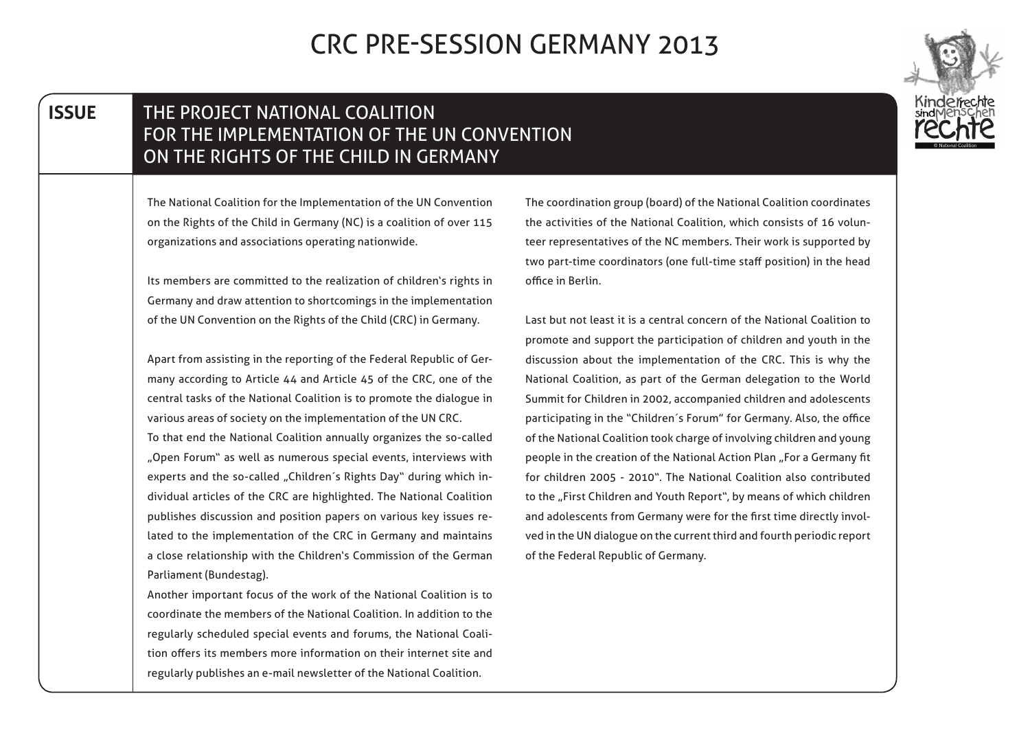# CRC PRE-SESSION GERMANY 2013

**ISSUE**

## THE PROJECT NATIONAL COALITION FOR THE IMPLEMENTATION OF THE UN CONVENTION ON THE RIGHTS OF THE CHILD IN GERMANY

The National Coalition for the Implementation of the UN Convention on the Rights of the Child in Germany (NC) is a coalition of over 115 organizations and associations operating nationwide.

Its members are committed to the realization of children's rights in Germany and draw attention to shortcomings in the implementation of the UN Convention on the Rights of the Child (CRC) in Germany.

Apart from assisting in the reporting of the Federal Republic of Germany according to Article 44 and Article 45 of the CRC, one of the central tasks of the National Coalition is to promote the dialogue in various areas of society on the implementation of the UN CRC.
To that end the National Coalition annually organizes the so-called „Open Forum" as well as numerous special events, interviews with experts and the so-called „Children´s Rights Day" during which individual articles of the CRC are highlighted. The National Coalition publishes discussion and position papers on various key issues related to the implementation of the CRC in Germany and maintains a close relationship with the Children's Commission of the German Parliament (Bundestag).
Another important focus of the work of the National Coalition is to coordinate the members of the National Coalition. In addition to the regularly scheduled special events and forums, the National Coalition offers its members more information on their internet site and regularly publishes an e-mail newsletter of the National Coalition.

The coordination group (board) of the National Coalition coordinates the activities of the National Coalition, which consists of 16 volunteer representatives of the NC members. Their work is supported by two part-time coordinators (one full-time staff position) in the head office in Berlin.

Last but not least it is a central concern of the National Coalition to promote and support the participation of children and youth in the discussion about the implementation of the CRC. This is why the National Coalition, as part of the German delegation to the World Summit for Children in 2002, accompanied children and adolescents participating in the "Children´s Forum" for Germany. Also, the office of the National Coalition took charge of involving children and young people in the creation of the National Action Plan „For a Germany fit for children 2005 - 2010". The National Coalition also contributed to the „First Children and Youth Report", by means of which children and adolescents from Germany were for the first time directly involved in the UN dialogue on the current third and fourth periodic report of the Federal Republic of Germany.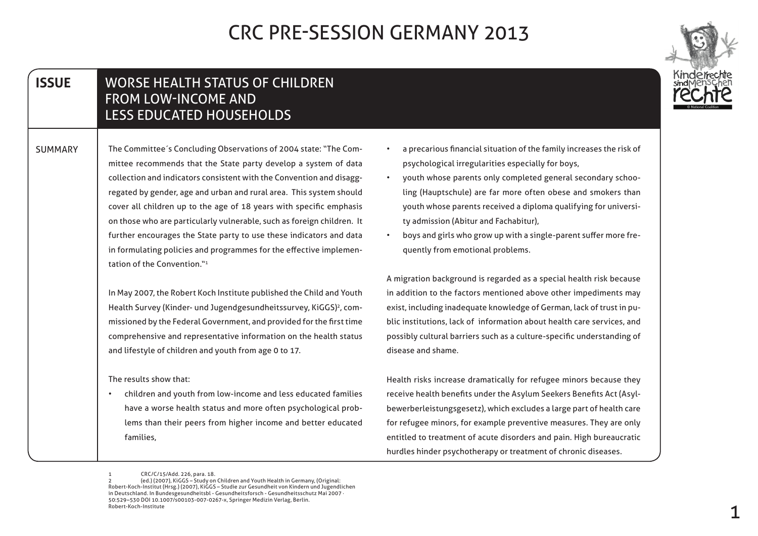# CRC PRE-SESSION GERMANY 2013

## ISSUE

## WORSE HEALTH STATUS OF CHILDREN FROM LOW-INCOME AND LESS EDUCATED HOUSEHOLDS

### SUMMARY

The Committee´s Concluding Observations of 2004 state: "The Committee recommends that the State party develop a system of data collection and indicators consistent with the Convention and disaggregated by gender, age and urban and rural area. This system should cover all children up to the age of 18 years with specific emphasis on those who are particularly vulnerable, such as foreign children. It further encourages the State party to use these indicators and data in formulating policies and programmes for the effective implementation of the Convention."[1]

In May 2007, the Robert Koch Institute published the Child and Youth Health Survey (Kinder- und Jugendgesundheitssurvey, KiGGS)[2], commissioned by the Federal Government, and provided for the first time comprehensive and representative information on the health status and lifestyle of children and youth from age 0 to 17.

The results show that:

- children and youth from low-income and less educated families have a worse health status and more often psychological problems than their peers from higher income and better educated families,
- a precarious financial situation of the family increases the risk of psychological irregularities especially for boys,
- youth whose parents only completed general secondary schooling (Hauptschule) are far more often obese and smokers than youth whose parents received a diploma qualifying for university admission (Abitur and Fachabitur),
- boys and girls who grow up with a single-parent suffer more frequently from emotional problems.

A migration background is regarded as a special health risk because in addition to the factors mentioned above other impediments may exist, including inadequate knowledge of German, lack of trust in public institutions, lack of information about health care services, and possibly cultural barriers such as a culture-specific understanding of disease and shame.

Health risks increase dramatically for refugee minors because they receive health benefits under the Asylum Seekers Benefits Act (Asylbewerberleistungsgesetz), which excludes a large part of health care for refugee minors, for example preventive measures. They are only entitled to treatment of acute disorders and pain. High bureaucratic hurdles hinder psychotherapy or treatment of chronic diseases.

---

1 CRC/C/15/Add. 226, para. 18.

2 (ed.) (2007), KiGGS – Study on Children and Youth Health in Germany, (Original: Robert-Koch-Institut (Hrsg.) (2007), KiGGS – Studie zur Gesundheit von Kindern und Jugendlichen in Deutschland. In Bundesgesundheitsbl - Gesundheitsforsch - Gesundheitsschutz Mai 2007 · 50:529–530 DOI 10.1007/s00103-007-0267-x, Springer Medizin Verlag, Berlin. Robert-Koch-Institute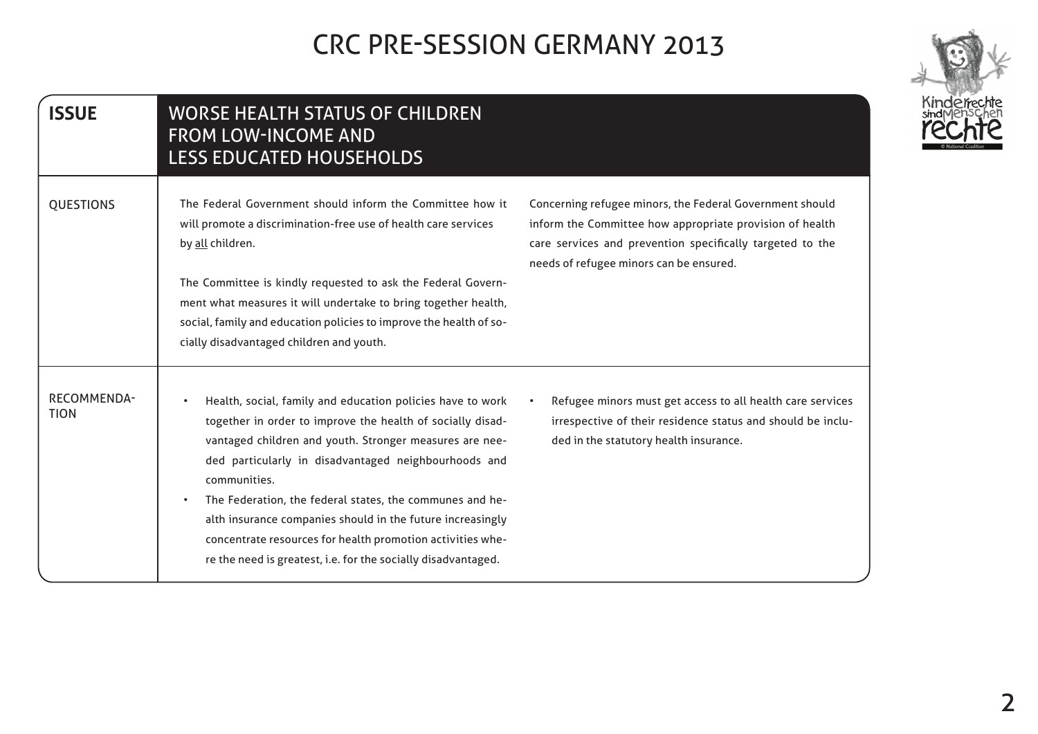# CRC PRE-SESSION GERMANY 2013

## ISSUE: WORSE HEALTH STATUS OF CHILDREN FROM LOW-INCOME AND LESS EDUCATED HOUSEHOLDS

### QUESTIONS

The Federal Government should inform the Committee how it will promote a discrimination-free use of health care services by all children.

The Committee is kindly requested to ask the Federal Government what measures it will undertake to bring together health, social, family and education policies to improve the health of socially disadvantaged children and youth.

Concerning refugee minors, the Federal Government should inform the Committee how appropriate provision of health care services and prevention specifically targeted to the needs of refugee minors can be ensured.

### RECOMMENDATION

- Health, social, family and education policies have to work together in order to improve the health of socially disadvantaged children and youth. Stronger measures are needed particularly in disadvantaged neighbourhoods and communities.
- The Federation, the federal states, the communes and health insurance companies should in the future increasingly concentrate resources for health promotion activities where the need is greatest, i.e. for the socially disadvantaged.
- Refugee minors must get access to all health care services irrespective of their residence status and should be included in the statutory health insurance.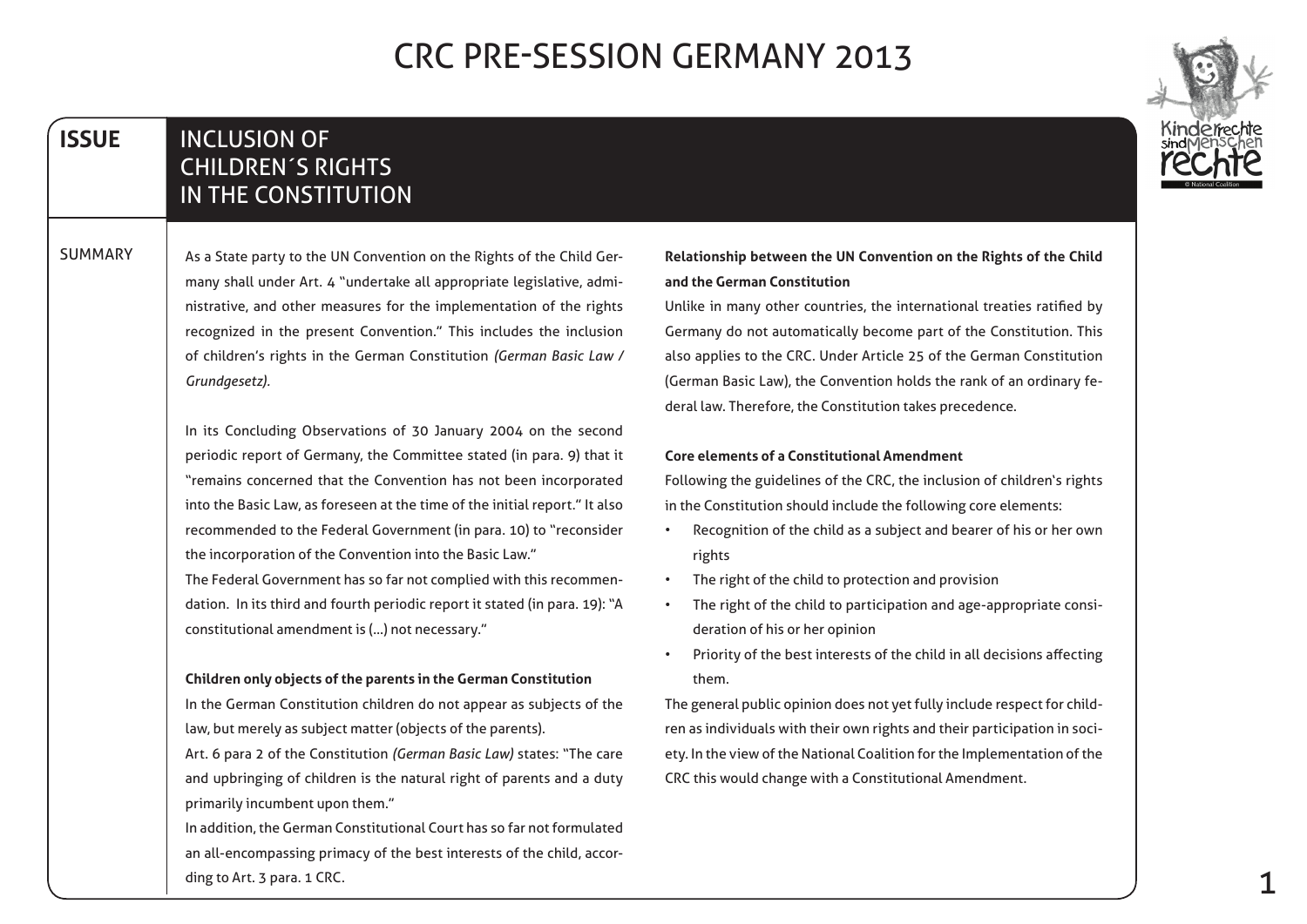# CRC PRE-SESSION GERMANY 2013

## ISSUE

## INCLUSION OF CHILDREN´S RIGHTS IN THE CONSTITUTION

### SUMMARY

As a State party to the UN Convention on the Rights of the Child Germany shall under Art. 4 "undertake all appropriate legislative, administrative, and other measures for the implementation of the rights recognized in the present Convention." This includes the inclusion of children's rights in the German Constitution *(German Basic Law / Grundgesetz)*.

In its Concluding Observations of 30 January 2004 on the second periodic report of Germany, the Committee stated (in para. 9) that it "remains concerned that the Convention has not been incorporated into the Basic Law, as foreseen at the time of the initial report." It also recommended to the Federal Government (in para. 10) to "reconsider the incorporation of the Convention into the Basic Law."
The Federal Government has so far not complied with this recommendation. In its third and fourth periodic report it stated (in para. 19): "A constitutional amendment is (...) not necessary."

**Children only objects of the parents in the German Constitution**
In the German Constitution children do not appear as subjects of the law, but merely as subject matter (objects of the parents).
Art. 6 para 2 of the Constitution *(German Basic Law)* states: "The care and upbringing of children is the natural right of parents and a duty primarily incumbent upon them."
In addition, the German Constitutional Court has so far not formulated an all-encompassing primacy of the best interests of the child, according to Art. 3 para. 1 CRC.

**Relationship between the UN Convention on the Rights of the Child and the German Constitution**
Unlike in many other countries, the international treaties ratified by Germany do not automatically become part of the Constitution. This also applies to the CRC. Under Article 25 of the German Constitution (German Basic Law), the Convention holds the rank of an ordinary federal law. Therefore, the Constitution takes precedence.

**Core elements of a Constitutional Amendment**
Following the guidelines of the CRC, the inclusion of children's rights in the Constitution should include the following core elements:

- Recognition of the child as a subject and bearer of his or her own rights
- The right of the child to protection and provision
- The right of the child to participation and age-appropriate consideration of his or her opinion
- Priority of the best interests of the child in all decisions affecting them.

The general public opinion does not yet fully include respect for children as individuals with their own rights and their participation in society. In the view of the National Coalition for the Implementation of the CRC this would change with a Constitutional Amendment.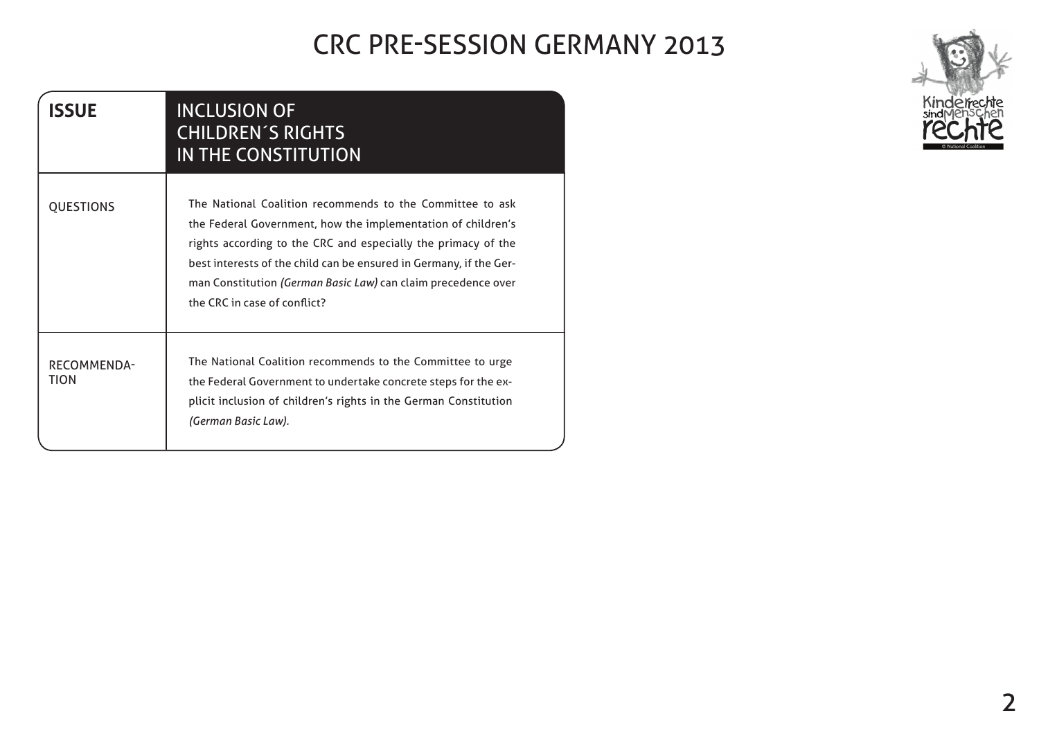# CRC PRE-SESSION GERMANY 2013

| **ISSUE** | **INCLUSION OF CHILDREN´S RIGHTS IN THE CONSTITUTION** |
| --- | --- |
| QUESTIONS | The National Coalition recommends to the Committee to ask the Federal Government, how the implementation of children's rights according to the CRC and especially the primacy of the best interests of the child can be ensured in Germany, if the German Constitution *(German Basic Law)* can claim precedence over the CRC in case of conflict? |
| RECOMMENDATION | The National Coalition recommends to the Committee to urge the Federal Government to undertake concrete steps for the explicit inclusion of children's rights in the German Constitution *(German Basic Law).* |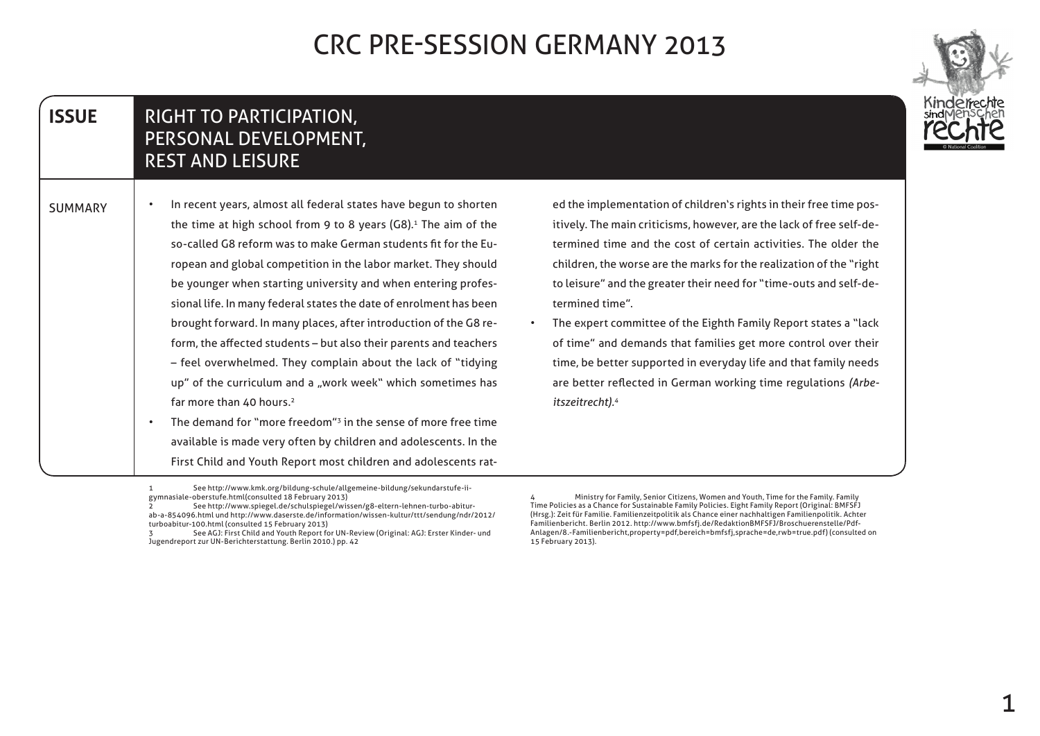# CRC PRE-SESSION GERMANY 2013

## ISSUE: RIGHT TO PARTICIPATION, PERSONAL DEVELOPMENT, REST AND LEISURE

### SUMMARY

- In recent years, almost all federal states have begun to shorten the time at high school from 9 to 8 years (G8).[1] The aim of the so-called G8 reform was to make German students fit for the European and global competition in the labor market. They should be younger when starting university and when entering professional life. In many federal states the date of enrolment has been brought forward. In many places, after introduction of the G8 reform, the affected students – but also their parents and teachers – feel overwhelmed. They complain about the lack of "tidying up" of the curriculum and a „work week" which sometimes has far more than 40 hours.[2]
- The demand for "more freedom"[3] in the sense of more free time available is made very often by children and adolescents. In the First Child and Youth Report most children and adolescents rated the implementation of children's rights in their free time positively. The main criticisms, however, are the lack of free self-determined time and the cost of certain activities. The older the children, the worse are the marks for the realization of the "right to leisure" and the greater their need for "time-outs and self-determined time".
- The expert committee of the Eighth Family Report states a "lack of time" and demands that families get more control over their time, be better supported in everyday life and that family needs are better reflected in German working time regulations *(Arbeitszeitrecht)*.[4]

---

1 See http://www.kmk.org/bildung-schule/allgemeine-bildung/sekundarstufe-ii-gymnasiale-oberstufe.html(consulted 18 February 2013)

2 See http://www.spiegel.de/schulspiegel/wissen/g8-eltern-lehnen-turbo-abitur-ab-a-854096.html und http://www.daserste.de/information/wissen-kultur/ttt/sendung/ndr/2012/turboabitur-100.html (consulted 15 February 2013)

3 See AGJ: First Child and Youth Report for UN-Review (Original: AGJ: Erster Kinder- und Jugendreport zur UN-Berichterstattung. Berlin 2010.) pp. 42

4 Ministry for Family, Senior Citizens, Women and Youth, Time for the Family. Family Time Policies as a Chance for Sustainable Family Policies. Eight Family Report (Original: BMFSFJ (Hrsg.): Zeit für Familie. Familienzeitpolitik als Chance einer nachhaltigen Familienpolitik. Achter Familienbericht. Berlin 2012. http://www.bmfsfj.de/RedaktionBMFSFJ/Broschuerenstelle/Pdf-Anlagen/8.-Familienbericht,property=pdf,bereich=bmfsfj,sprache=de,rwb=true.pdf) (consulted on 15 February 2013).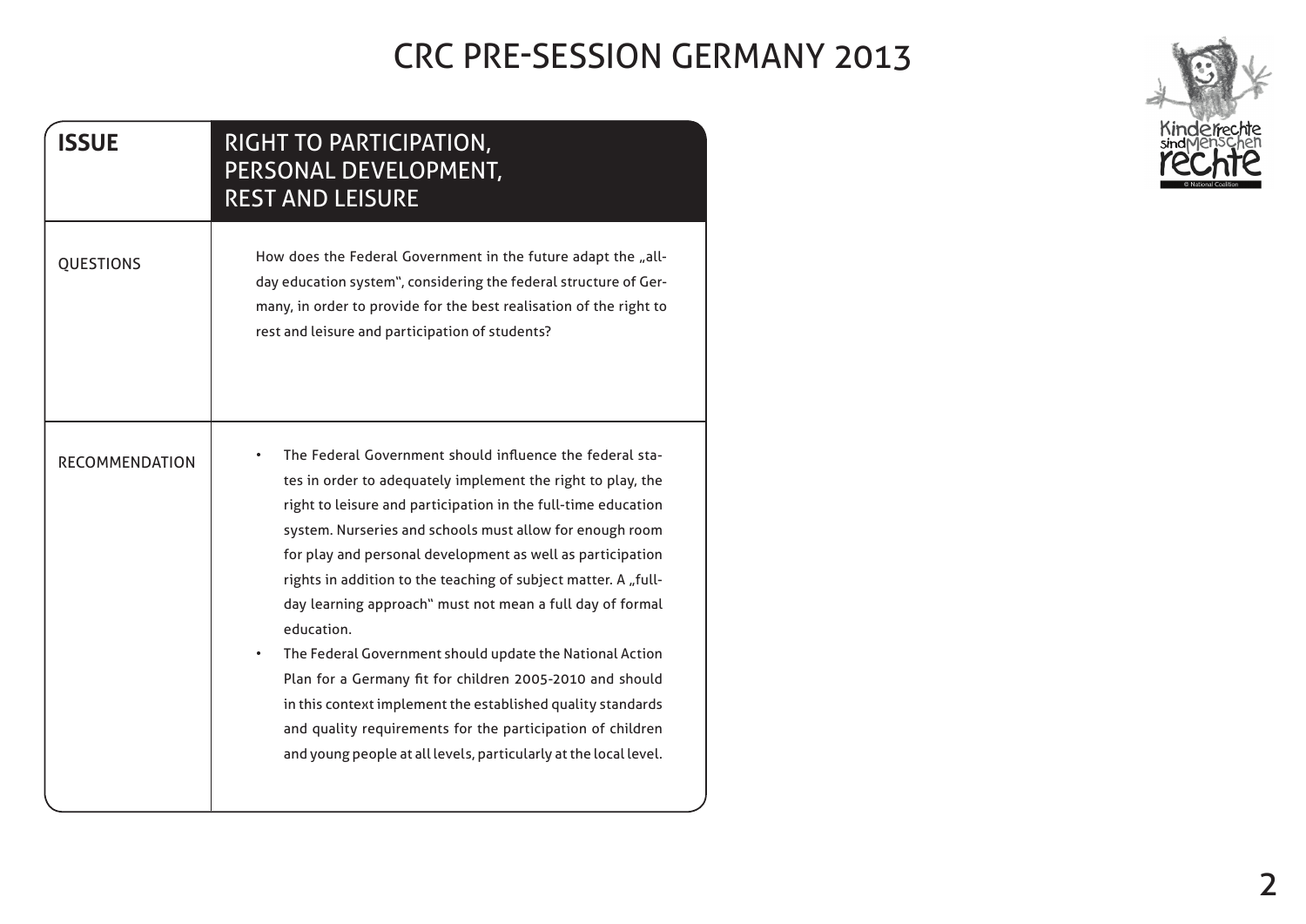# CRC PRE-SESSION GERMANY 2013

| **ISSUE** | **RIGHT TO PARTICIPATION, PERSONAL DEVELOPMENT, REST AND LEISURE** |
| --- | --- |
| QUESTIONS | How does the Federal Government in the future adapt the „all-day education system", considering the federal structure of Germany, in order to provide for the best realisation of the right to rest and leisure and participation of students? |
| RECOMMENDATION | • The Federal Government should influence the federal states in order to adequately implement the right to play, the right to leisure and participation in the full-time education system. Nurseries and schools must allow for enough room for play and personal development as well as participation rights in addition to the teaching of subject matter. A „full-day learning approach" must not mean a full day of formal education.<br>• The Federal Government should update the National Action Plan for a Germany fit for children 2005-2010 and should in this context implement the established quality standards and quality requirements for the participation of children and young people at all levels, particularly at the local level. |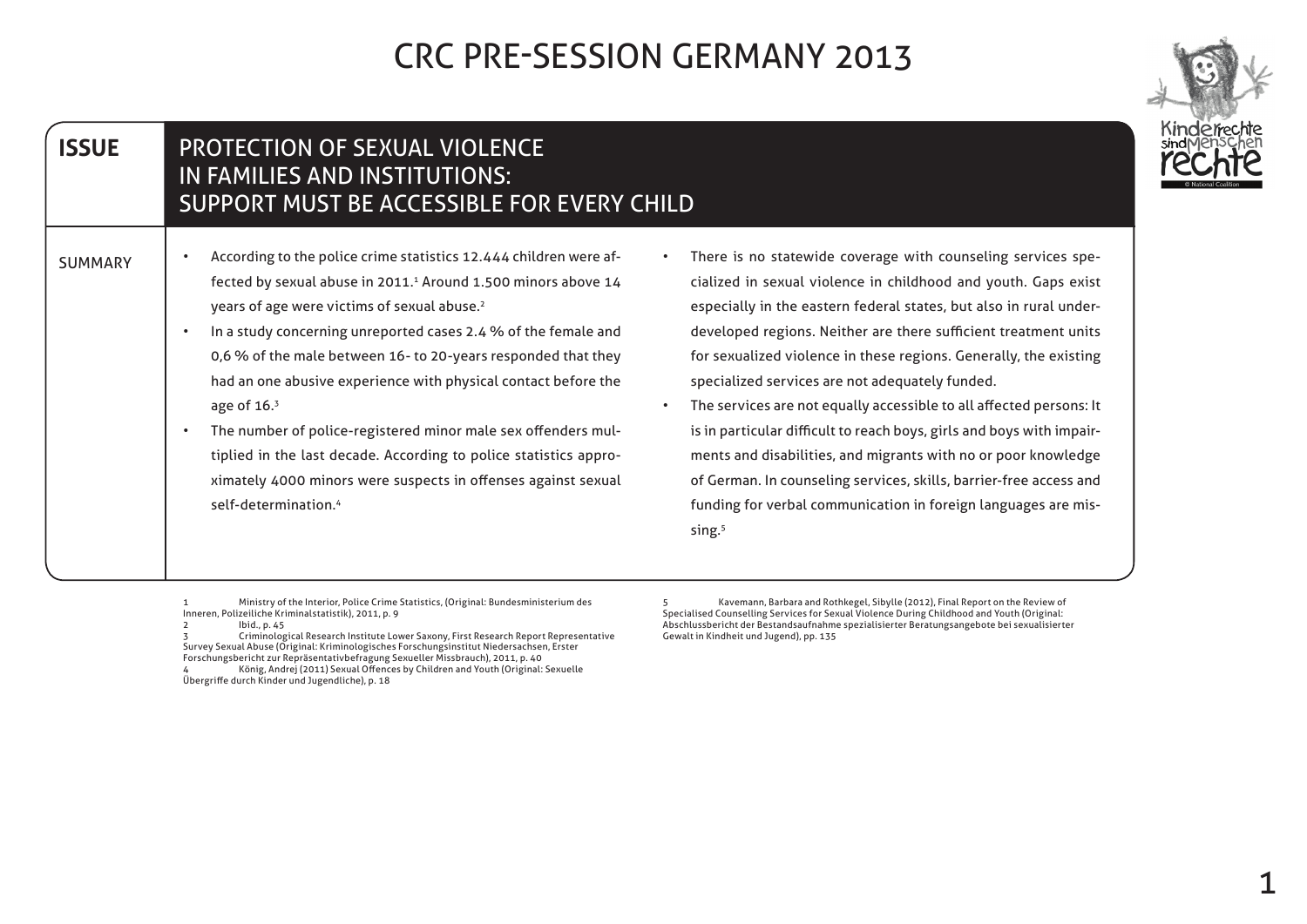# CRC PRE-SESSION GERMANY 2013

## ISSUE

## PROTECTION OF SEXUAL VIOLENCE IN FAMILIES AND INSTITUTIONS: SUPPORT MUST BE ACCESSIBLE FOR EVERY CHILD

### SUMMARY

- According to the police crime statistics 12.444 children were affected by sexual abuse in 2011.[1] Around 1.500 minors above 14 years of age were victims of sexual abuse.[2]
- In a study concerning unreported cases 2.4 % of the female and 0,6 % of the male between 16- to 20-years responded that they had an one abusive experience with physical contact before the age of 16.[3]
- The number of police-registered minor male sex offenders multiplied in the last decade. According to police statistics approximately 4000 minors were suspects in offenses against sexual self-determination.[4]
- There is no statewide coverage with counseling services specialized in sexual violence in childhood and youth. Gaps exist especially in the eastern federal states, but also in rural underdeveloped regions. Neither are there sufficient treatment units for sexualized violence in these regions. Generally, the existing specialized services are not adequately funded.
- The services are not equally accessible to all affected persons: It is in particular difficult to reach boys, girls and boys with impairments and disabilities, and migrants with no or poor knowledge of German. In counseling services, skills, barrier-free access and funding for verbal communication in foreign languages are missing.[5]

---

1 Ministry of the Interior, Police Crime Statistics, (Original: Bundesministerium des Inneren, Polizeiliche Kriminalstatistik), 2011, p. 9

2 Ibid., p. 45

3 Criminological Research Institute Lower Saxony, First Research Report Representative Survey Sexual Abuse (Original: Kriminologisches Forschungsinstitut Niedersachsen, Erster Forschungsbericht zur Repräsentativbefragung Sexueller Missbrauch), 2011, p. 40

4 König, Andrej (2011) Sexual Offences by Children and Youth (Original: Sexuelle Übergriffe durch Kinder und Jugendliche), p. 18

5 Kavemann, Barbara and Rothkegel, Sibylle (2012), Final Report on the Review of Specialised Counselling Services for Sexual Violence During Childhood and Youth (Original: Abschlussbericht der Bestandsaufnahme spezialisierter Beratungsangebote bei sexualisierter Gewalt in Kindheit und Jugend), pp. 135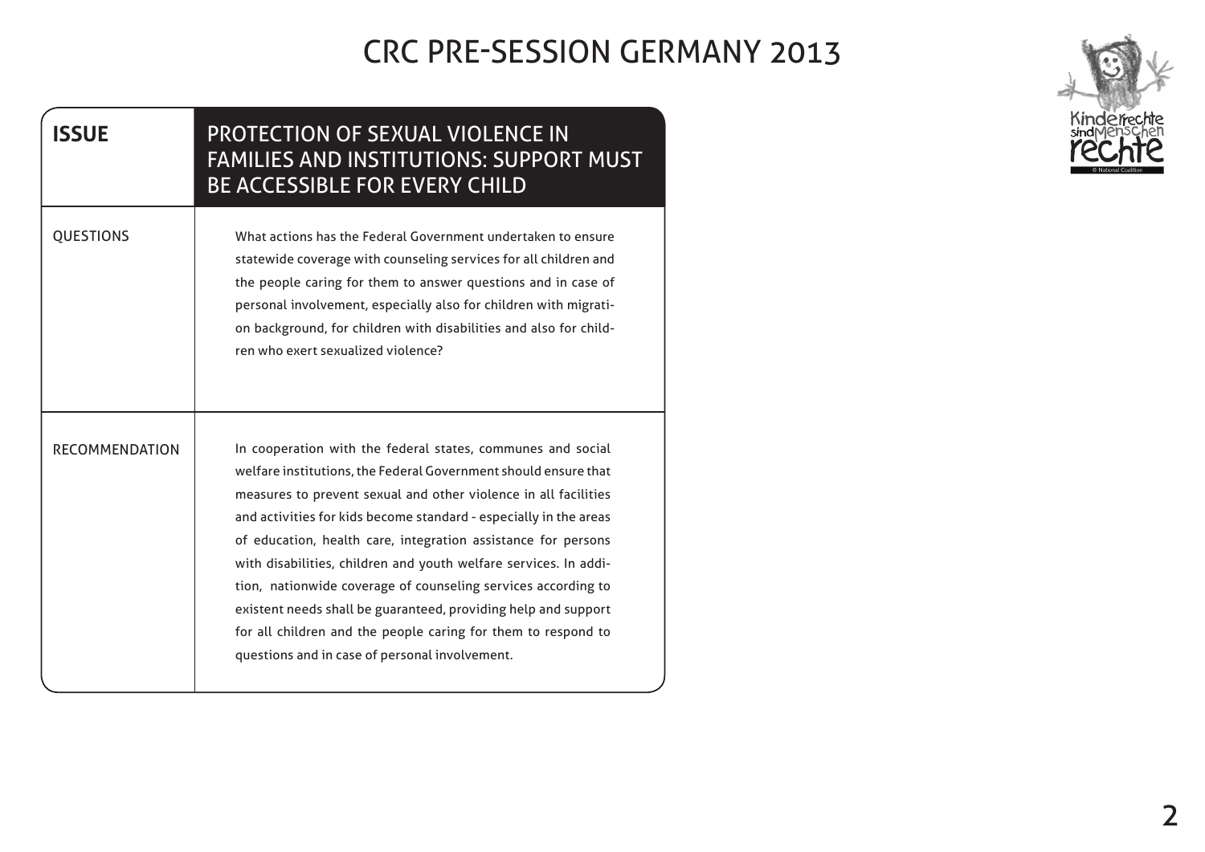# CRC PRE-SESSION GERMANY 2013

| ISSUE | PROTECTION OF SEXUAL VIOLENCE IN FAMILIES AND INSTITUTIONS: SUPPORT MUST BE ACCESSIBLE FOR EVERY CHILD |
|---|---|
| QUESTIONS | What actions has the Federal Government undertaken to ensure statewide coverage with counseling services for all children and the people caring for them to answer questions and in case of personal involvement, especially also for children with migration background, for children with disabilities and also for children who exert sexualized violence? |
| RECOMMENDATION | In cooperation with the federal states, communes and social welfare institutions, the Federal Government should ensure that measures to prevent sexual and other violence in all facilities and activities for kids become standard - especially in the areas of education, health care, integration assistance for persons with disabilities, children and youth welfare services. In addition, nationwide coverage of counseling services according to existent needs shall be guaranteed, providing help and support for all children and the people caring for them to respond to questions and in case of personal involvement. |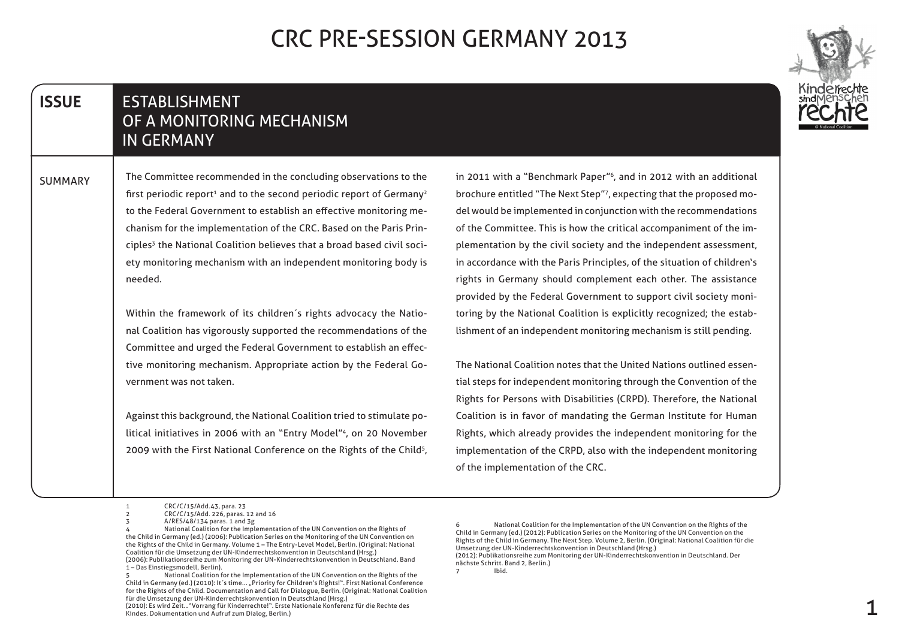# CRC PRE-SESSION GERMANY 2013

## ISSUE: ESTABLISHMENT OF A MONITORING MECHANISM IN GERMANY

### SUMMARY

The Committee recommended in the concluding observations to the first periodic report[1] and to the second periodic report of Germany[2] to the Federal Government to establish an effective monitoring mechanism for the implementation of the CRC. Based on the Paris Principles[3] the National Coalition believes that a broad based civil society monitoring mechanism with an independent monitoring body is needed.

Within the framework of its children´s rights advocacy the National Coalition has vigorously supported the recommendations of the Committee and urged the Federal Government to establish an effective monitoring mechanism. Appropriate action by the Federal Government was not taken.

Against this background, the National Coalition tried to stimulate political initiatives in 2006 with an "Entry Model"[4], on 20 November 2009 with the First National Conference on the Rights of the Child[5], in 2011 with a "Benchmark Paper"[6], and in 2012 with an additional brochure entitled "The Next Step"[7], expecting that the proposed model would be implemented in conjunction with the recommendations of the Committee. This is how the critical accompaniment of the implementation by the civil society and the independent assessment, in accordance with the Paris Principles, of the situation of children's rights in Germany should complement each other. The assistance provided by the Federal Government to support civil society monitoring by the National Coalition is explicitly recognized; the establishment of an independent monitoring mechanism is still pending.

The National Coalition notes that the United Nations outlined essential steps for independent monitoring through the Convention of the Rights for Persons with Disabilities (CRPD). Therefore, the National Coalition is in favor of mandating the German Institute for Human Rights, which already provides the independent monitoring for the implementation of the CRPD, also with the independent monitoring of the implementation of the CRC.

---

1 CRC/C/15/Add.43, para. 23

2 CRC/C/15/Add. 226, paras. 12 and 16

3 A/RES/48/134 paras. 1 and 3g

4 National Coalition for the Implementation of the UN Convention on the Rights of the Child in Germany (ed.) (2006): Publication Series on the Monitoring of the UN Convention on the Rights of the Child in Germany. Volume 1 – The Entry-Level Model, Berlin. (Original: National Coalition für die Umsetzung der UN-Kinderrechtskonvention in Deutschland (Hrsg.) (2006): Publikationsreihe zum Monitoring der UN-Kinderrechtskonvention in Deutschland. Band 1 – Das Einstiegsmodell, Berlin).

5 National Coalition for the Implementation of the UN Convention on the Rights of the Child in Germany (ed.) (2010): It´s time... „Priority for Children's Rights!". First National Conference for the Rights of the Child. Documentation and Call for Dialogue, Berlin. (Original: National Coalition für die Umsetzung der UN-Kinderrechtskonvention in Deutschland (Hrsg.) (2010): Es wird Zeit..."Vorrang für Kinderrechte!". Erste Nationale Konferenz für die Rechte des Kindes. Dokumentation und Aufruf zum Dialog, Berlin.)

6 National Coalition for the Implementation of the UN Convention on the Rights of the Child in Germany (ed.) (2012): Publication Series on the Monitoring of the UN Convention on the Rights of the Child in Germany. The Next Step. Volume 2, Berlin. (Original: National Coalition für die Umsetzung der UN-Kinderrechtskonvention in Deutschland (Hrsg.) (2012): Publikationsreihe zum Monitoring der UN-Kinderrechtskonvention in Deutschland. Der nächste Schritt. Band 2, Berlin.)

7 Ibid.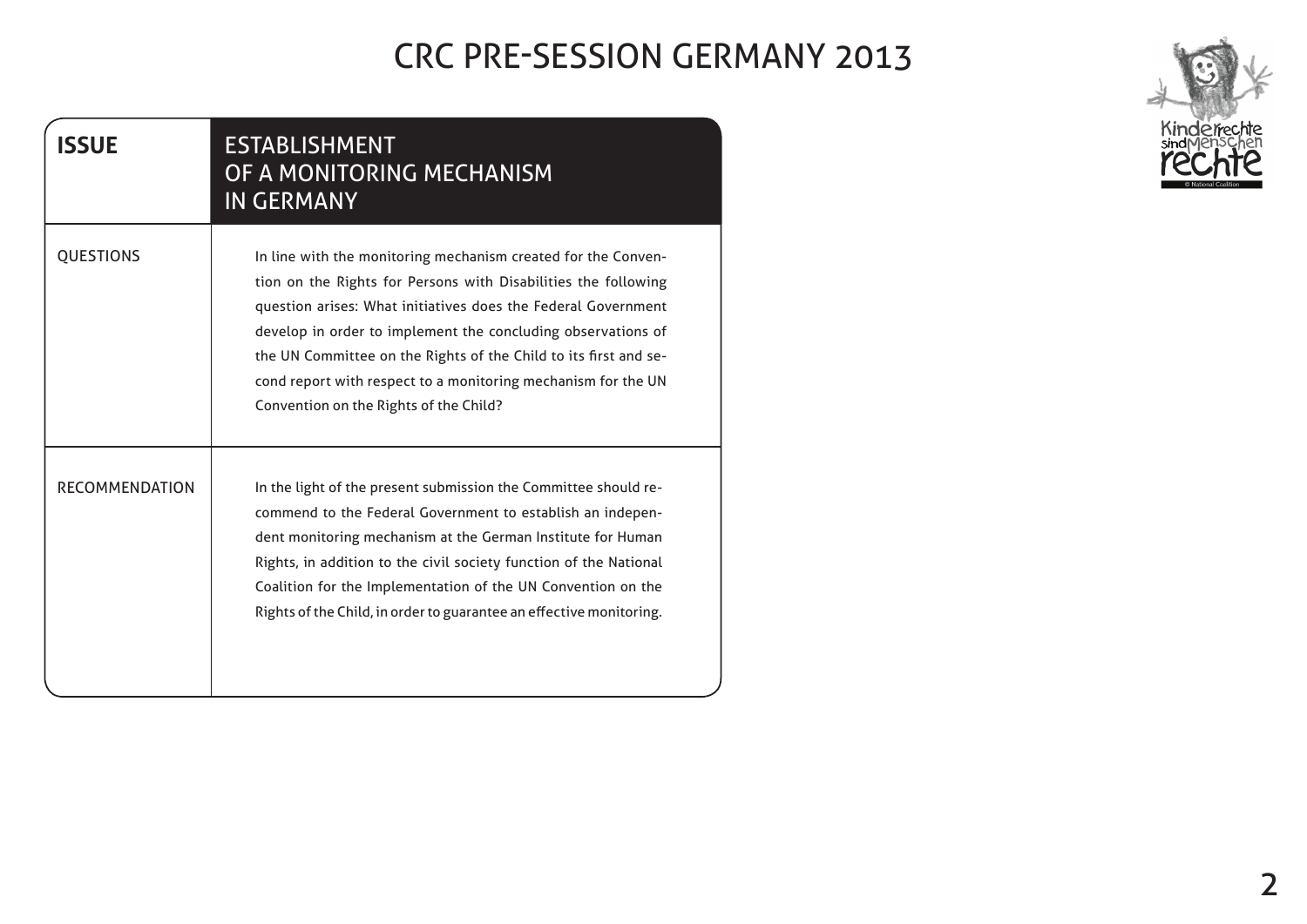# CRC PRE-SESSION GERMANY 2013

| **ISSUE** | ESTABLISHMENT OF A MONITORING MECHANISM IN GERMANY |
| --- | --- |
| QUESTIONS | In line with the monitoring mechanism created for the Convention on the Rights for Persons with Disabilities the following question arises: What initiatives does the Federal Government develop in order to implement the concluding observations of the UN Committee on the Rights of the Child to its first and second report with respect to a monitoring mechanism for the UN Convention on the Rights of the Child? |
| RECOMMENDATION | In the light of the present submission the Committee should recommend to the Federal Government to establish an independent monitoring mechanism at the German Institute for Human Rights, in addition to the civil society function of the National Coalition for the Implementation of the UN Convention on the Rights of the Child, in order to guarantee an effective monitoring. |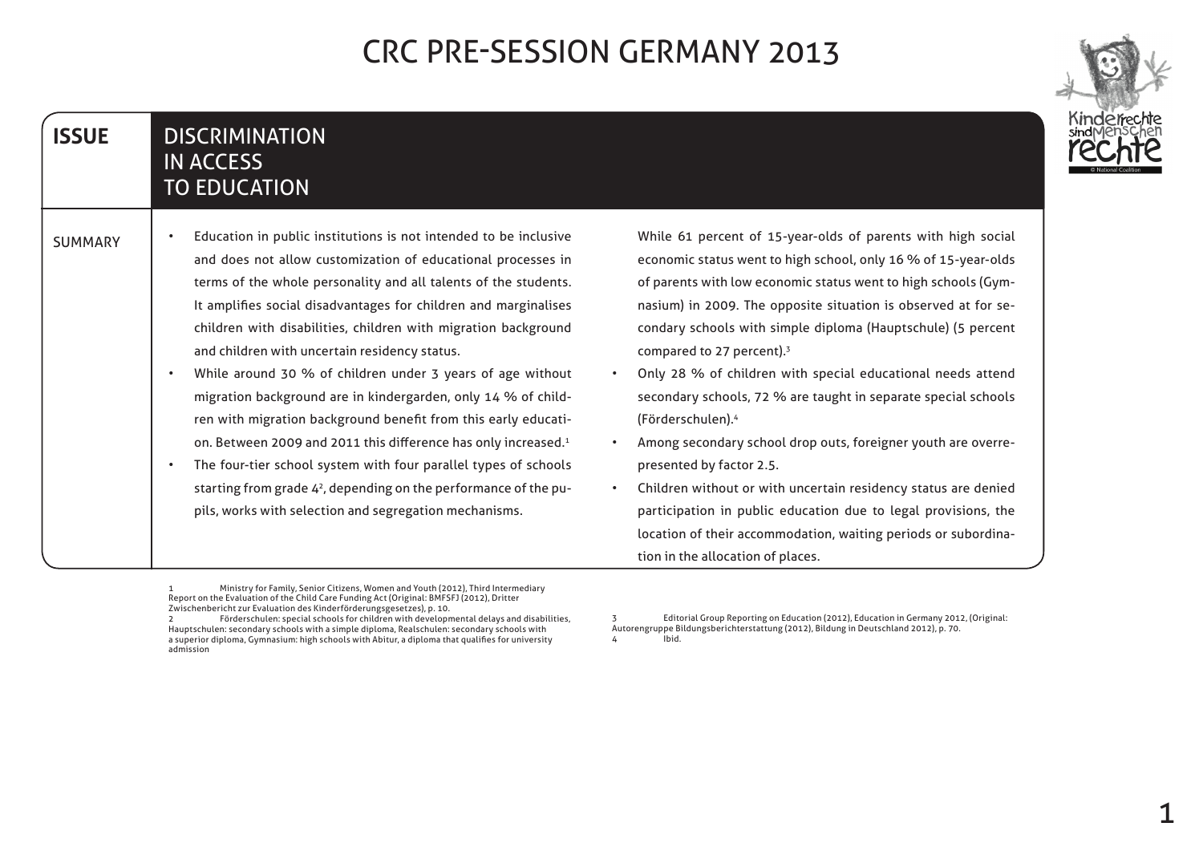# CRC PRE-SESSION GERMANY 2013

## ISSUE: DISCRIMINATION IN ACCESS TO EDUCATION

### SUMMARY

- Education in public institutions is not intended to be inclusive and does not allow customization of educational processes in terms of the whole personality and all talents of the students. It amplifies social disadvantages for children and marginalises children with disabilities, children with migration background and children with uncertain residency status.
- While around 30 % of children under 3 years of age without migration background are in kindergarden, only 14 % of children with migration background benefit from this early education. Between 2009 and 2011 this difference has only increased.[1]
- The four-tier school system with four parallel types of schools starting from grade 4[2], depending on the performance of the pupils, works with selection and segregation mechanisms. While 61 percent of 15-year-olds of parents with high social economic status went to high school, only 16 % of 15-year-olds of parents with low economic status went to high schools (Gymnasium) in 2009. The opposite situation is observed at for secondary schools with simple diploma (Hauptschule) (5 percent compared to 27 percent).[3]
- Only 28 % of children with special educational needs attend secondary schools, 72 % are taught in separate special schools (Förderschulen).[4]
- Among secondary school drop outs, foreigner youth are overrepresented by factor 2.5.
- Children without or with uncertain residency status are denied participation in public education due to legal provisions, the location of their accommodation, waiting periods or subordination in the allocation of places.

---

1 Ministry for Family, Senior Citizens, Women and Youth (2012), Third Intermediary Report on the Evaluation of the Child Care Funding Act (Original: BMFSFJ (2012), Dritter Zwischenbericht zur Evaluation des Kinderförderungsgesetzes), p. 10.

2 Förderschulen: special schools for children with developmental delays and disabilities, Hauptschulen: secondary schools with a simple diploma, Realschulen: secondary schools with a superior diploma, Gymnasium: high schools with Abitur, a diploma that qualifies for university admission

3 Editorial Group Reporting on Education (2012), Education in Germany 2012, (Original: Autorengruppe Bildungsberichterstattung (2012), Bildung in Deutschland 2012), p. 70.

4 Ibid.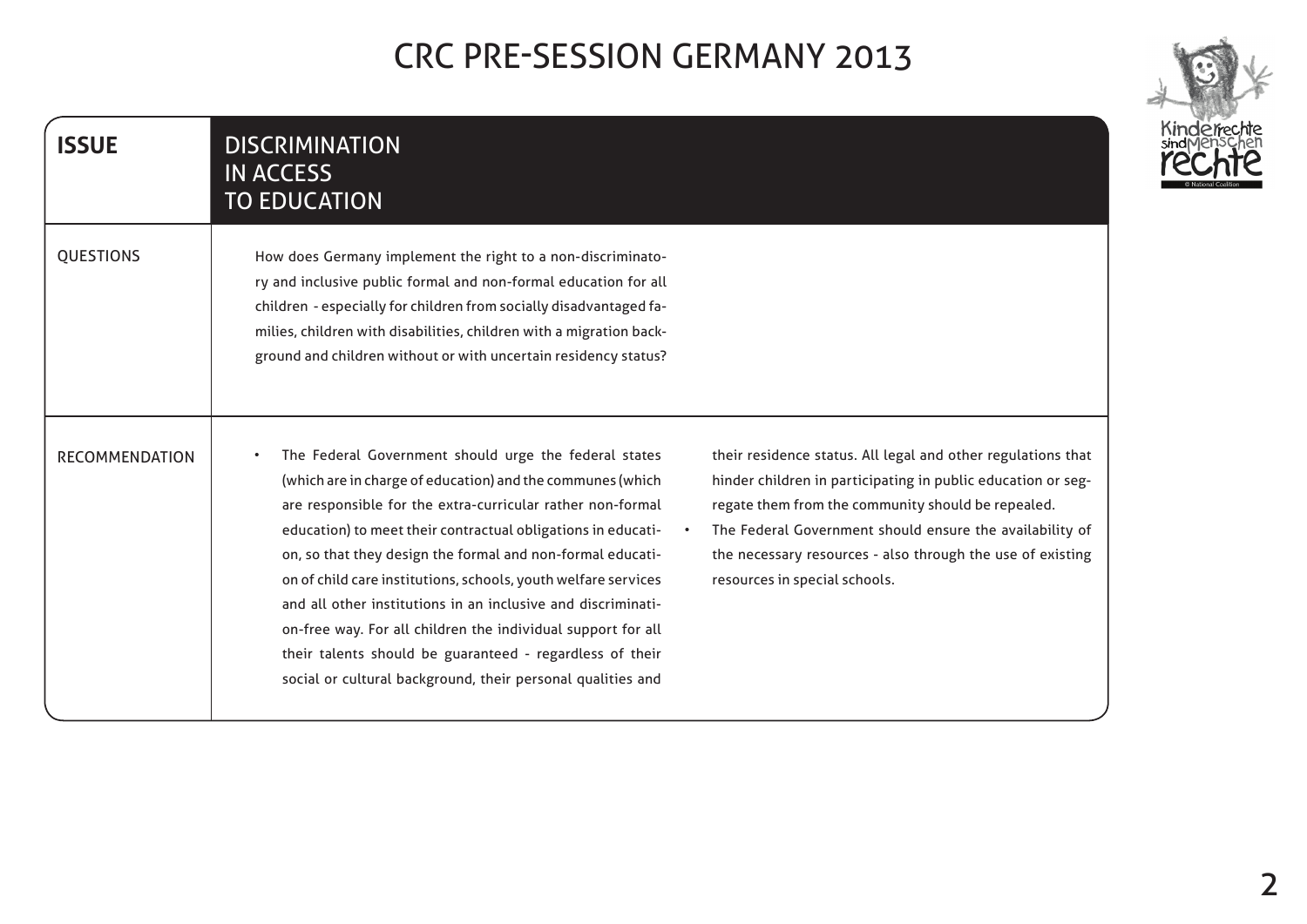# CRC PRE-SESSION GERMANY 2013

| ISSUE | DISCRIMINATION IN ACCESS TO EDUCATION |
|---|---|
| QUESTIONS | How does Germany implement the right to a non-discriminatory and inclusive public formal and non-formal education for all children - especially for children from socially disadvantaged families, children with disabilities, children with a migration background and children without or with uncertain residency status? |
| RECOMMENDATION | • The Federal Government should urge the federal states (which are in charge of education) and the communes (which are responsible for the extra-curricular rather non-formal education) to meet their contractual obligations in education, so that they design the formal and non-formal education of child care institutions, schools, youth welfare services and all other institutions in an inclusive and discrimination-free way. For all children the individual support for all their talents should be guaranteed - regardless of their social or cultural background, their personal qualities and their residence status. All legal and other regulations that hinder children in participating in public education or segregate them from the community should be repealed.<br>• The Federal Government should ensure the availability of the necessary resources - also through the use of existing resources in special schools. |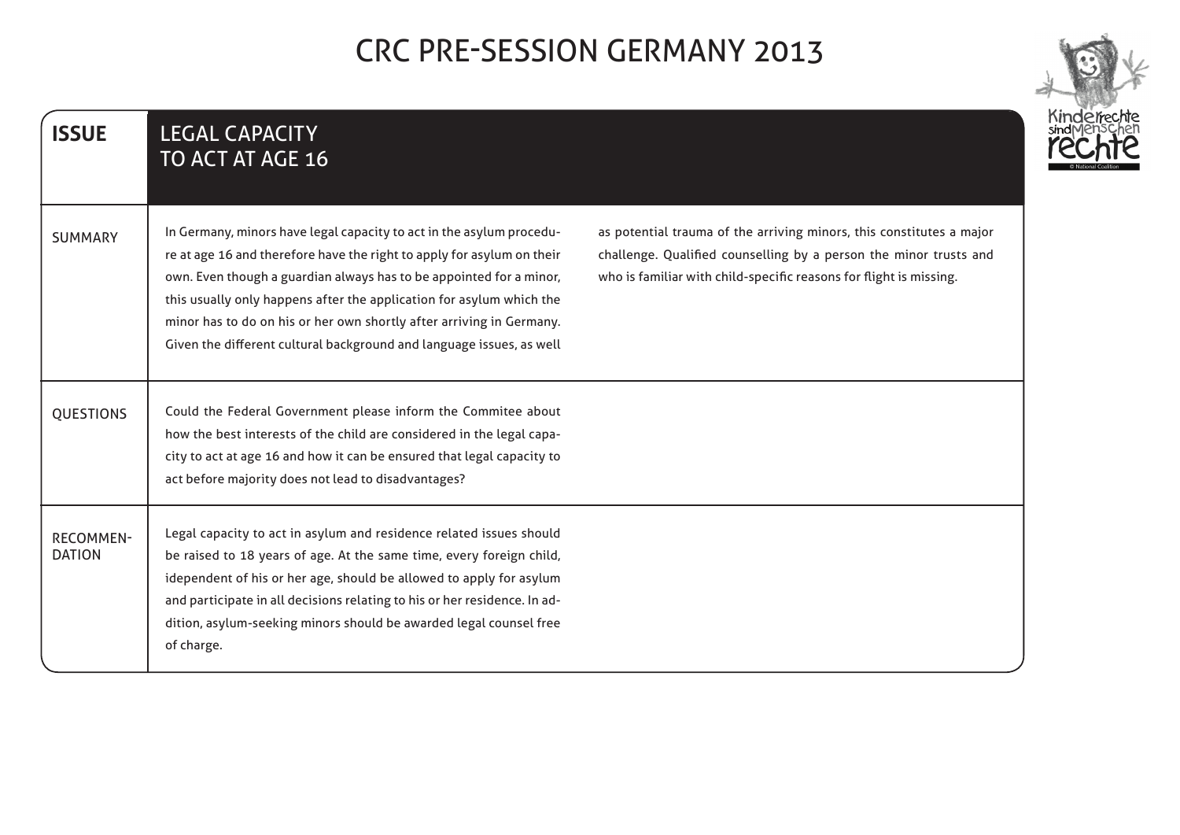# CRC PRE-SESSION GERMANY 2013

| ISSUE | LEGAL CAPACITY TO ACT AT AGE 16 |
|---|---|
| SUMMARY | In Germany, minors have legal capacity to act in the asylum procedure at age 16 and therefore have the right to apply for asylum on their own. Even though a guardian always has to be appointed for a minor, this usually only happens after the application for asylum which the minor has to do on his or her own shortly after arriving in Germany. Given the different cultural background and language issues, as well as potential trauma of the arriving minors, this constitutes a major challenge. Qualified counselling by a person the minor trusts and who is familiar with child-specific reasons for flight is missing. |
| QUESTIONS | Could the Federal Government please inform the Commitee about how the best interests of the child are considered in the legal capacity to act at age 16 and how it can be ensured that legal capacity to act before majority does not lead to disadvantages? |
| RECOMMENDATION | Legal capacity to act in asylum and residence related issues should be raised to 18 years of age. At the same time, every foreign child, idependent of his or her age, should be allowed to apply for asylum and participate in all decisions relating to his or her residence. In addition, asylum-seeking minors should be awarded legal counsel free of charge. |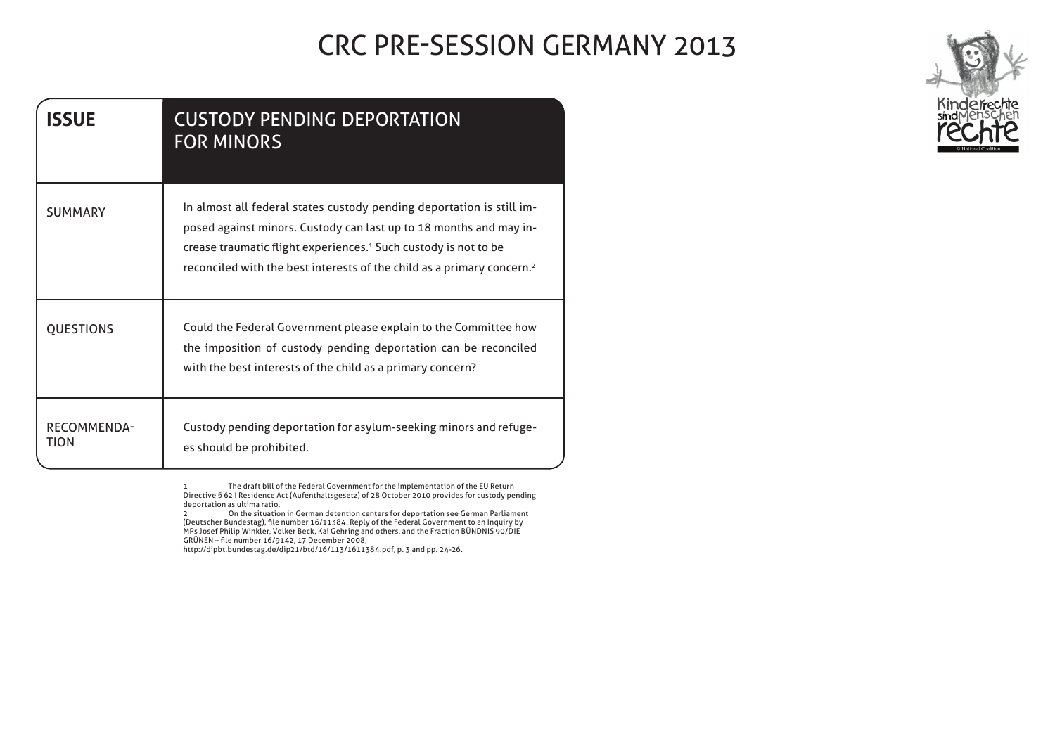# CRC PRE-SESSION GERMANY 2013

| ISSUE | CUSTODY PENDING DEPORTATION FOR MINORS |
| --- | --- |
| SUMMARY | In almost all federal states custody pending deportation is still imposed against minors. Custody can last up to 18 months and may increase traumatic flight experiences.[1] Such custody is not to be reconciled with the best interests of the child as a primary concern.[2] |
| QUESTIONS | Could the Federal Government please explain to the Committee how the imposition of custody pending deportation can be reconciled with the best interests of the child as a primary concern? |
| RECOMMENDATION | Custody pending deportation for asylum-seeking minors and refugees should be prohibited. |

1 The draft bill of the Federal Government for the implementation of the EU Return Directive § 62 I Residence Act (Aufenthaltsgesetz) of 28 October 2010 provides for custody pending deportation as ultima ratio.

2 On the situation in German detention centers for deportation see German Parliament (Deutscher Bundestag), file number 16/11384. Reply of the Federal Government to an Inquiry by MPs Josef Philip Winkler, Volker Beck, Kai Gehring and others, and the Fraction BÜNDNIS 90/DIE GRÜNEN – file number 16/9142, 17 December 2008, http://dipbt.bundestag.de/dip21/btd/16/113/1611384.pdf, p. 3 and pp. 24-26.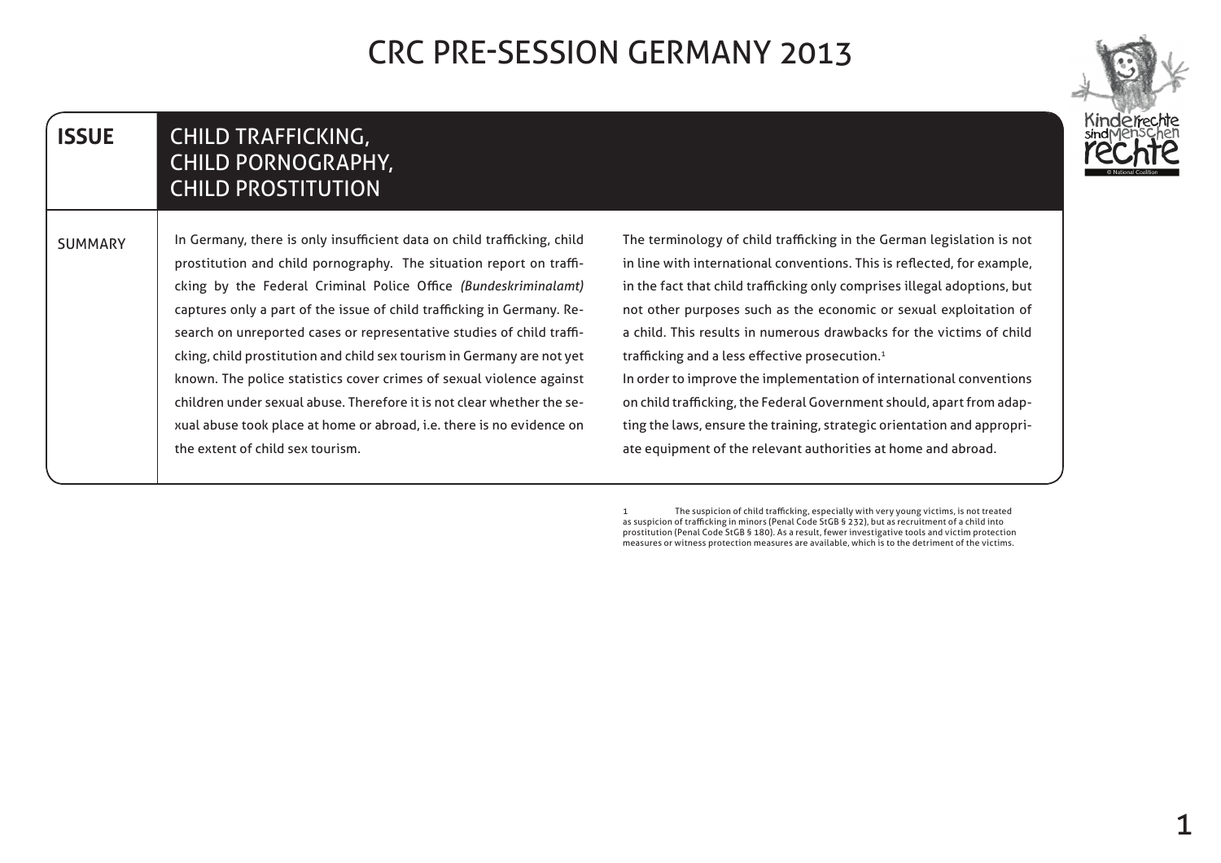# CRC PRE-SESSION GERMANY 2013

## ISSUE: CHILD TRAFFICKING, CHILD PORNOGRAPHY, CHILD PROSTITUTION

### SUMMARY

In Germany, there is only insufficient data on child trafficking, child prostitution and child pornography. The situation report on trafficking by the Federal Criminal Police Office *(Bundeskriminalamt)* captures only a part of the issue of child trafficking in Germany. Research on unreported cases or representative studies of child trafficking, child prostitution and child sex tourism in Germany are not yet known. The police statistics cover crimes of sexual violence against children under sexual abuse. Therefore it is not clear whether the sexual abuse took place at home or abroad, i.e. there is no evidence on the extent of child sex tourism.

The terminology of child trafficking in the German legislation is not in line with international conventions. This is reflected, for example, in the fact that child trafficking only comprises illegal adoptions, but not other purposes such as the economic or sexual exploitation of a child. This results in numerous drawbacks for the victims of child trafficking and a less effective prosecution.[1]

In order to improve the implementation of international conventions on child trafficking, the Federal Government should, apart from adapting the laws, ensure the training, strategic orientation and appropriate equipment of the relevant authorities at home and abroad.

---

[1] The suspicion of child trafficking, especially with very young victims, is not treated as suspicion of trafficking in minors (Penal Code StGB § 232), but as recruitment of a child into prostitution (Penal Code StGB § 180). As a result, fewer investigative tools and victim protection measures or witness protection measures are available, which is to the detriment of the victims.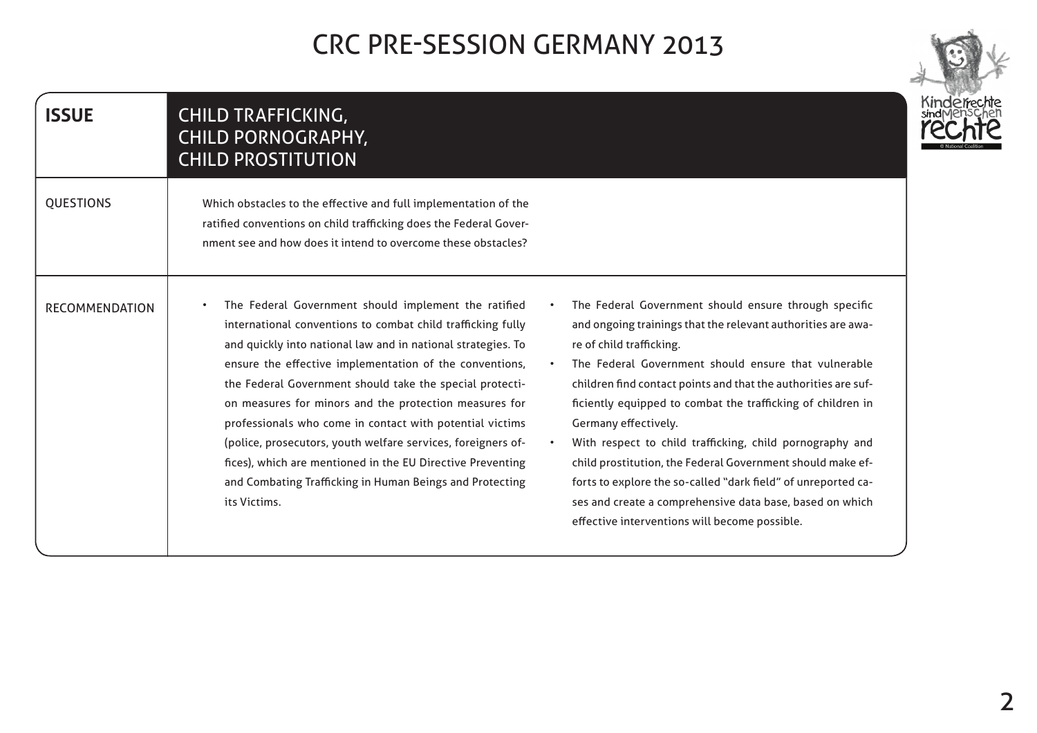# CRC PRE-SESSION GERMANY 2013

| | |
|---|---|
| **ISSUE** | CHILD TRAFFICKING, CHILD PORNOGRAPHY, CHILD PROSTITUTION |
| QUESTIONS | Which obstacles to the effective and full implementation of the ratified conventions on child trafficking does the Federal Government see and how does it intend to overcome these obstacles? |
| RECOMMENDATION | • The Federal Government should implement the ratified international conventions to combat child trafficking fully and quickly into national law and in national strategies. To ensure the effective implementation of the conventions, the Federal Government should take the special protection measures for minors and the protection measures for professionals who come in contact with potential victims (police, prosecutors, youth welfare services, foreigners offices), which are mentioned in the EU Directive Preventing and Combating Trafficking in Human Beings and Protecting its Victims.<br>• The Federal Government should ensure through specific and ongoing trainings that the relevant authorities are aware of child trafficking.<br>• The Federal Government should ensure that vulnerable children find contact points and that the authorities are sufficiently equipped to combat the trafficking of children in Germany effectively.<br>• With respect to child trafficking, child pornography and child prostitution, the Federal Government should make efforts to explore the so-called "dark field" of unreported cases and create a comprehensive data base, based on which effective interventions will become possible. |